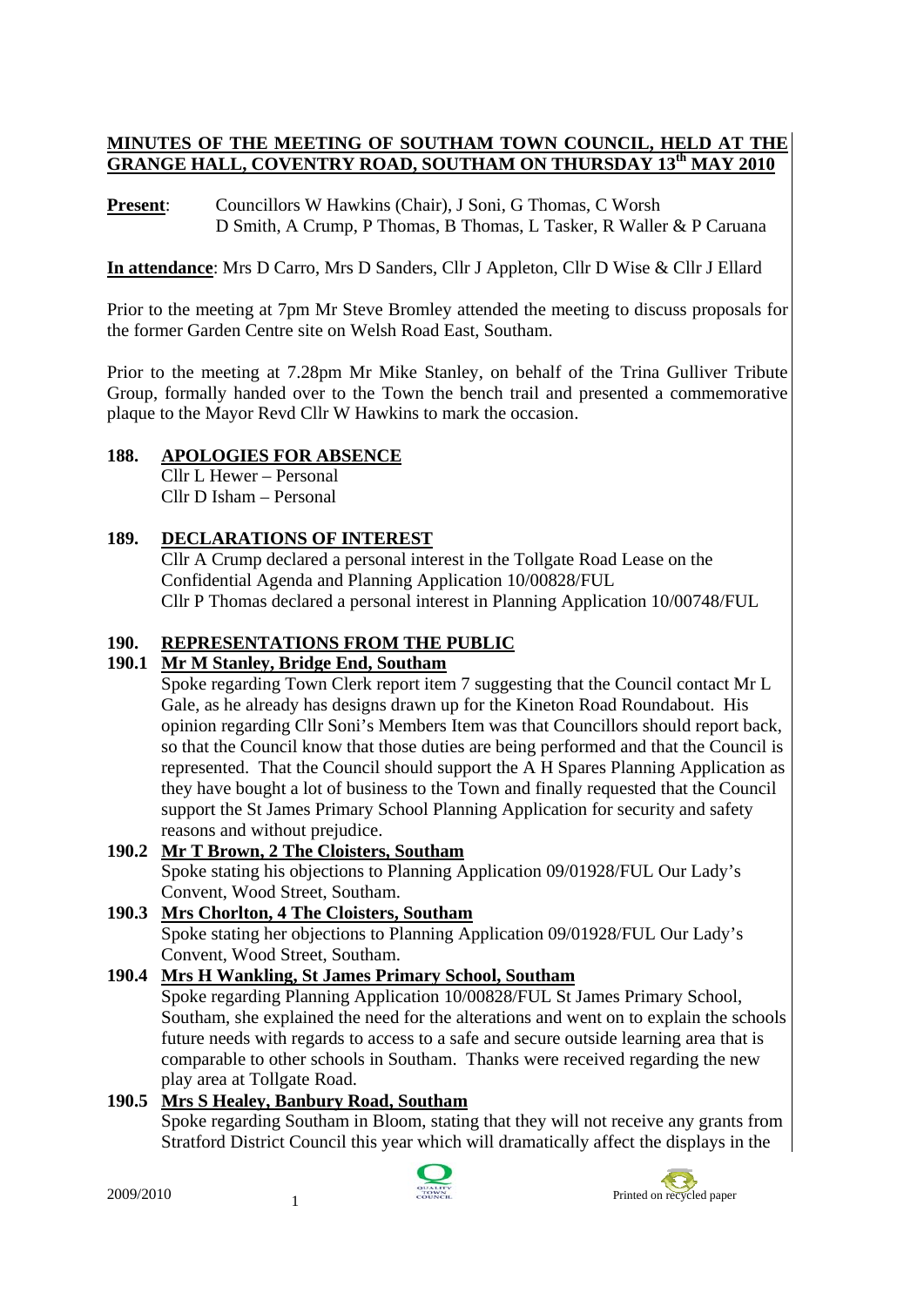# MINUTES OF THE MEETING OF SOUTHAM TOWN COUNCIL, HELD AT THE GRANGE HALL, COVENTRY ROAD, SOUTHAM ON THURSDAY 13th MAY 2010

**Present**: Councillors W Hawkins (Chair), J Soni, G Thomas, C Worsh D Smith, A Crump, P Thomas, B Thomas, L Tasker, R Waller & P Caruana

**In attendance**: Mrs D Carro, Mrs D Sanders, Cllr J Appleton, Cllr D Wise & Cllr J Ellard

Prior to the meeting at 7pm Mr Steve Bromley attended the meeting to discuss proposals for the former Garden Centre site on Welsh Road East, Southam.

Prior to the meeting at 7.28pm Mr Mike Stanley, on behalf of the Trina Gulliver Tribute Group, formally handed over to the Town the bench trail and presented a commemorative plaque to the Mayor Revd Cllr W Hawkins to mark the occasion.

## 188. APOLOGIES FOR ABSENCE

Cllr L Hewer – Personal
Cllr D Isham – Personal

## 189. DECLARATIONS OF INTEREST

Cllr A Crump declared a personal interest in the Tollgate Road Lease on the Confidential Agenda and Planning Application 10/00828/FUL
Cllr P Thomas declared a personal interest in Planning Application 10/00748/FUL

## 190. REPRESENTATIONS FROM THE PUBLIC

### 190.1 Mr M Stanley, Bridge End, Southam

Spoke regarding Town Clerk report item 7 suggesting that the Council contact Mr L Gale, as he already has designs drawn up for the Kineton Road Roundabout. His opinion regarding Cllr Soni's Members Item was that Councillors should report back, so that the Council know that those duties are being performed and that the Council is represented. That the Council should support the A H Spares Planning Application as they have bought a lot of business to the Town and finally requested that the Council support the St James Primary School Planning Application for security and safety reasons and without prejudice.

### 190.2 Mr T Brown, 2 The Cloisters, Southam

Spoke stating his objections to Planning Application 09/01928/FUL Our Lady's Convent, Wood Street, Southam.

### 190.3 Mrs Chorlton, 4 The Cloisters, Southam

Spoke stating her objections to Planning Application 09/01928/FUL Our Lady's Convent, Wood Street, Southam.

### 190.4 Mrs H Wankling, St James Primary School, Southam

Spoke regarding Planning Application 10/00828/FUL St James Primary School, Southam, she explained the need for the alterations and went on to explain the schools future needs with regards to access to a safe and secure outside learning area that is comparable to other schools in Southam. Thanks were received regarding the new play area at Tollgate Road.

### 190.5 Mrs S Healey, Banbury Road, Southam

Spoke regarding Southam in Bloom, stating that they will not receive any grants from Stratford District Council this year which will dramatically affect the displays in the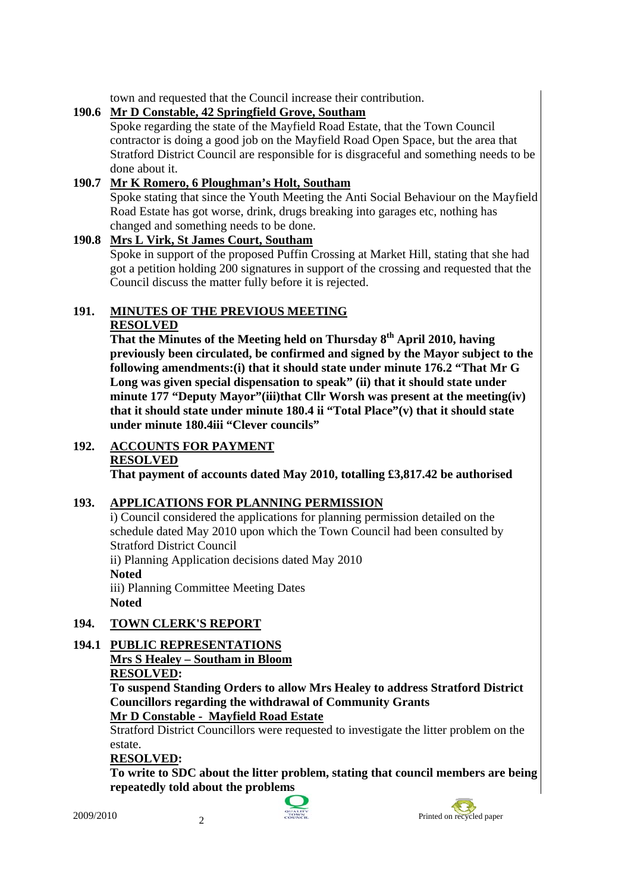town and requested that the Council increase their contribution.

**190.6 Mr D Constable, 42 Springfield Grove, Southam**

Spoke regarding the state of the Mayfield Road Estate, that the Town Council contractor is doing a good job on the Mayfield Road Open Space, but the area that Stratford District Council are responsible for is disgraceful and something needs to be done about it.

**190.7 Mr K Romero, 6 Ploughman's Holt, Southam**

Spoke stating that since the Youth Meeting the Anti Social Behaviour on the Mayfield Road Estate has got worse, drink, drugs breaking into garages etc, nothing has changed and something needs to be done.

**190.8 Mrs L Virk, St James Court, Southam**

Spoke in support of the proposed Puffin Crossing at Market Hill, stating that she had got a petition holding 200 signatures in support of the crossing and requested that the Council discuss the matter fully before it is rejected.

## 191. MINUTES OF THE PREVIOUS MEETING

**RESOLVED**

**That the Minutes of the Meeting held on Thursday 8th April 2010, having previously been circulated, be confirmed and signed by the Mayor subject to the following amendments:(i) that it should state under minute 176.2 "That Mr G Long was given special dispensation to speak" (ii) that it should state under minute 177 "Deputy Mayor"(iii)that Cllr Worsh was present at the meeting(iv) that it should state under minute 180.4 ii "Total Place"(v) that it should state under minute 180.4iii "Clever councils"**

## 192. ACCOUNTS FOR PAYMENT

**RESOLVED**

**That payment of accounts dated May 2010, totalling £3,817.42 be authorised**

## 193. APPLICATIONS FOR PLANNING PERMISSION

i) Council considered the applications for planning permission detailed on the schedule dated May 2010 upon which the Town Council had been consulted by Stratford District Council

ii) Planning Application decisions dated May 2010

**Noted**

iii) Planning Committee Meeting Dates

**Noted**

## 194. TOWN CLERK'S REPORT

**194.1 PUBLIC REPRESENTATIONS**

**Mrs S Healey – Southam in Bloom**

**RESOLVED:**

**To suspend Standing Orders to allow Mrs Healey to address Stratford District Councillors regarding the withdrawal of Community Grants**

**Mr D Constable - Mayfield Road Estate**

Stratford District Councillors were requested to investigate the litter problem on the estate.

**RESOLVED:**

**To write to SDC about the litter problem, stating that council members are being repeatedly told about the problems**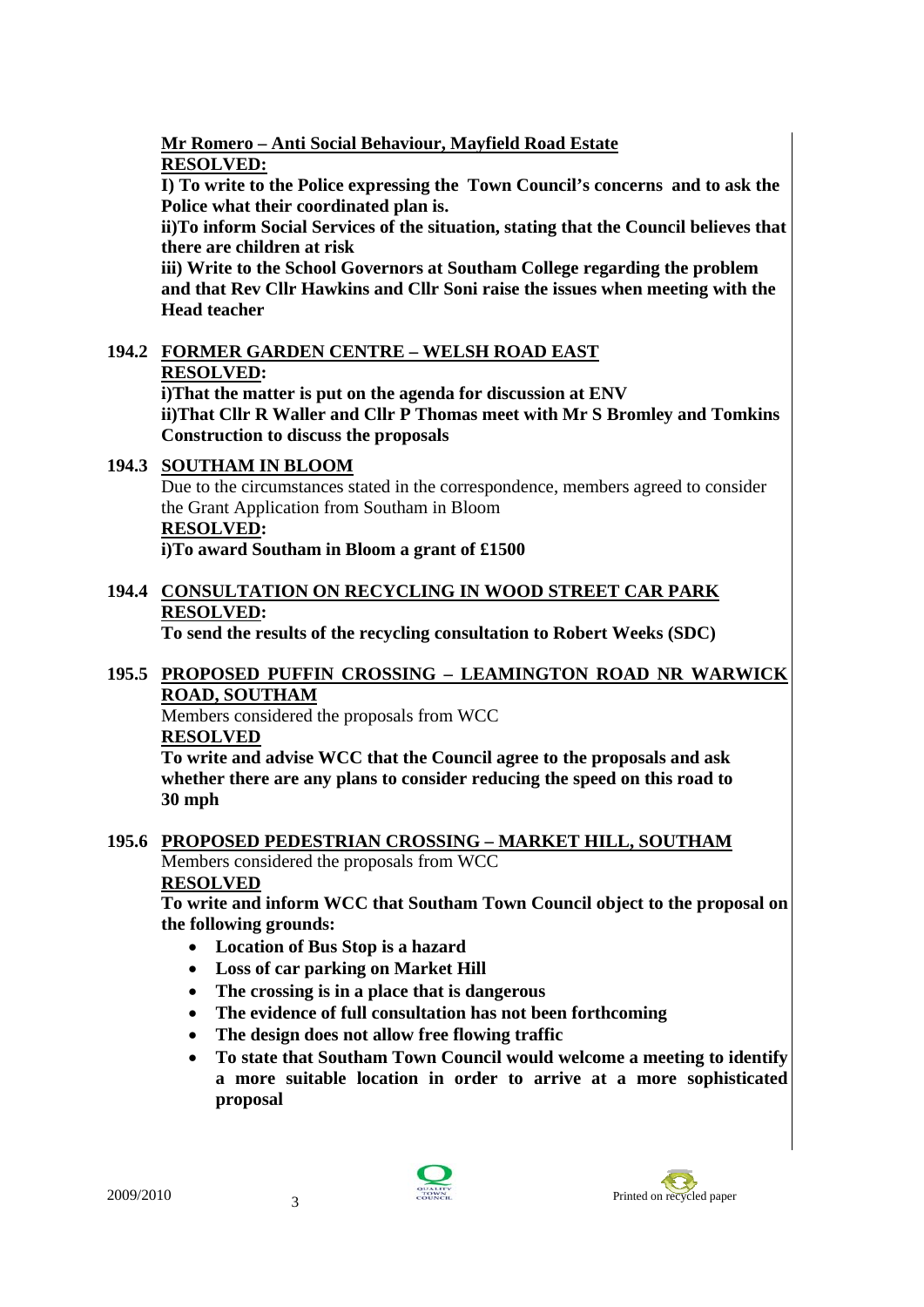**<u>Mr Romero – Anti Social Behaviour, Mayfield Road Estate</u>**
**<u>RESOLVED:</u>**

**I) To write to the Police expressing the Town Council's concerns and to ask the Police what their coordinated plan is.**

**ii)To inform Social Services of the situation, stating that the Council believes that there are children at risk**

**iii) Write to the School Governors at Southam College regarding the problem and that Rev Cllr Hawkins and Cllr Soni raise the issues when meeting with the Head teacher**

## 194.2 <u>FORMER GARDEN CENTRE – WELSH ROAD EAST</u>

**<u>RESOLVED:</u>**

**i)That the matter is put on the agenda for discussion at ENV**

**ii)That Cllr R Waller and Cllr P Thomas meet with Mr S Bromley and Tomkins Construction to discuss the proposals**

## 194.3 <u>SOUTHAM IN BLOOM</u>

Due to the circumstances stated in the correspondence, members agreed to consider the Grant Application from Southam in Bloom

**<u>RESOLVED:</u>**

**i)To award Southam in Bloom a grant of £1500**

## 194.4 <u>CONSULTATION ON RECYCLING IN WOOD STREET CAR PARK</u>

**<u>RESOLVED:</u>**

**To send the results of the recycling consultation to Robert Weeks (SDC)**

## 195.5 <u>PROPOSED PUFFIN CROSSING – LEAMINGTON ROAD NR WARWICK ROAD, SOUTHAM</u>

Members considered the proposals from WCC

**<u>RESOLVED</u>**

**To write and advise WCC that the Council agree to the proposals and ask whether there are any plans to consider reducing the speed on this road to 30 mph**

## 195.6 <u>PROPOSED PEDESTRIAN CROSSING – MARKET HILL, SOUTHAM</u>

Members considered the proposals from WCC

**<u>RESOLVED</u>**

**To write and inform WCC that Southam Town Council object to the proposal on the following grounds:**

- **Location of Bus Stop is a hazard**
- **Loss of car parking on Market Hill**
- **The crossing is in a place that is dangerous**
- **The evidence of full consultation has not been forthcoming**
- **The design does not allow free flowing traffic**
- **To state that Southam Town Council would welcome a meeting to identify a more suitable location in order to arrive at a more sophisticated proposal**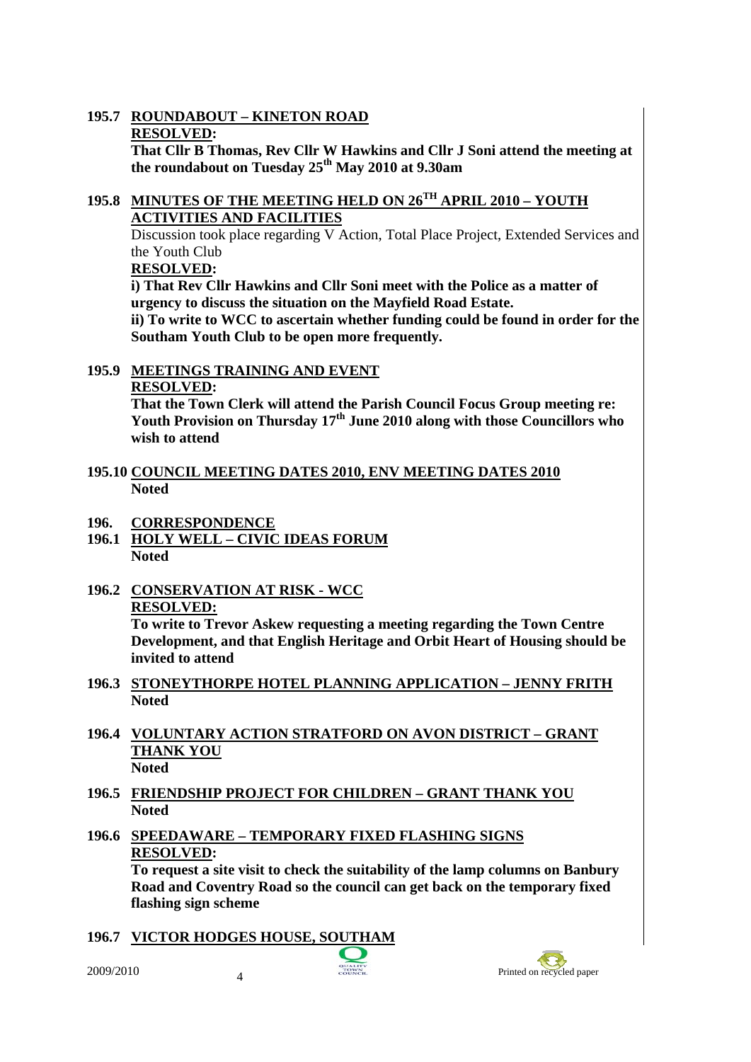**195.7 ROUNDABOUT – KINETON ROAD**

**RESOLVED:**

**That Cllr B Thomas, Rev Cllr W Hawkins and Cllr J Soni attend the meeting at the roundabout on Tuesday 25th May 2010 at 9.30am**

**195.8 MINUTES OF THE MEETING HELD ON 26TH APRIL 2010 – YOUTH ACTIVITIES AND FACILITIES**

Discussion took place regarding V Action, Total Place Project, Extended Services and the Youth Club

**RESOLVED:**

**i) That Rev Cllr Hawkins and Cllr Soni meet with the Police as a matter of urgency to discuss the situation on the Mayfield Road Estate.**

**ii) To write to WCC to ascertain whether funding could be found in order for the Southam Youth Club to be open more frequently.**

**195.9 MEETINGS TRAINING AND EVENT**

**RESOLVED:**

**That the Town Clerk will attend the Parish Council Focus Group meeting re: Youth Provision on Thursday 17th June 2010 along with those Councillors who wish to attend**

**195.10 COUNCIL MEETING DATES 2010, ENV MEETING DATES 2010**

**Noted**

**196. CORRESPONDENCE**

**196.1 HOLY WELL – CIVIC IDEAS FORUM**

**Noted**

**196.2 CONSERVATION AT RISK - WCC**

**RESOLVED:**

**To write to Trevor Askew requesting a meeting regarding the Town Centre Development, and that English Heritage and Orbit Heart of Housing should be invited to attend**

**196.3 STONEYTHORPE HOTEL PLANNING APPLICATION – JENNY FRITH**

**Noted**

**196.4 VOLUNTARY ACTION STRATFORD ON AVON DISTRICT – GRANT THANK YOU**

**Noted**

**196.5 FRIENDSHIP PROJECT FOR CHILDREN – GRANT THANK YOU**

**Noted**

**196.6 SPEEDAWARE – TEMPORARY FIXED FLASHING SIGNS**

**RESOLVED:**

**To request a site visit to check the suitability of the lamp columns on Banbury Road and Coventry Road so the council can get back on the temporary fixed flashing sign scheme**

**196.7 VICTOR HODGES HOUSE, SOUTHAM**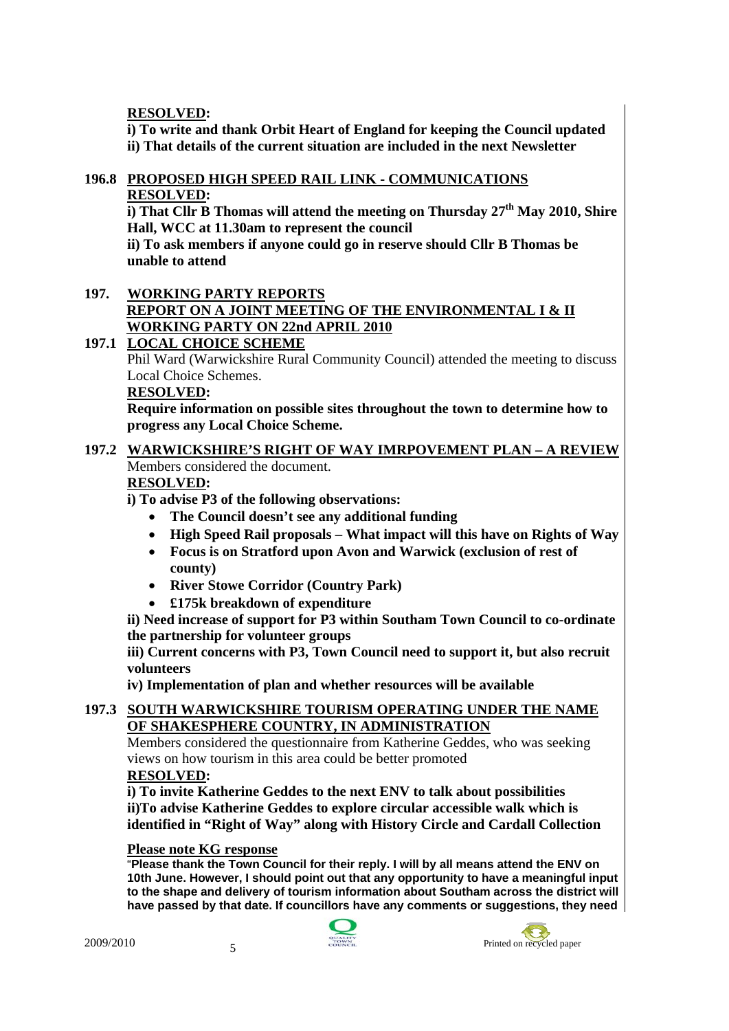**RESOLVED:**

**i) To write and thank Orbit Heart of England for keeping the Council updated**
**ii) That details of the current situation are included in the next Newsletter**

**196.8 PROPOSED HIGH SPEED RAIL LINK - COMMUNICATIONS**

**RESOLVED:**

**i) That Cllr B Thomas will attend the meeting on Thursday 27th May 2010, Shire Hall, WCC at 11.30am to represent the council**
**ii) To ask members if anyone could go in reserve should Cllr B Thomas be unable to attend**

**197. WORKING PARTY REPORTS**
**REPORT ON A JOINT MEETING OF THE ENVIRONMENTAL I & II WORKING PARTY ON 22nd APRIL 2010**

**197.1 LOCAL CHOICE SCHEME**

Phil Ward (Warwickshire Rural Community Council) attended the meeting to discuss Local Choice Schemes.

**RESOLVED:**

**Require information on possible sites throughout the town to determine how to progress any Local Choice Scheme.**

**197.2 WARWICKSHIRE'S RIGHT OF WAY IMRPOVEMENT PLAN – A REVIEW**

Members considered the document.

**RESOLVED:**

**i) To advise P3 of the following observations:**

- **The Council doesn't see any additional funding**
- **High Speed Rail proposals – What impact will this have on Rights of Way**
- **Focus is on Stratford upon Avon and Warwick (exclusion of rest of county)**
- **River Stowe Corridor (Country Park)**
- **£175k breakdown of expenditure**

**ii) Need increase of support for P3 within Southam Town Council to co-ordinate the partnership for volunteer groups**
**iii) Current concerns with P3, Town Council need to support it, but also recruit volunteers**
**iv) Implementation of plan and whether resources will be available**

**197.3 SOUTH WARWICKSHIRE TOURISM OPERATING UNDER THE NAME OF SHAKESPHERE COUNTRY, IN ADMINISTRATION**

Members considered the questionnaire from Katherine Geddes, who was seeking views on how tourism in this area could be better promoted

**RESOLVED:**

**i) To invite Katherine Geddes to the next ENV to talk about possibilities**
**ii)To advise Katherine Geddes to explore circular accessible walk which is identified in "Right of Way" along with History Circle and Cardall Collection**

**Please note KG response**

"**Please thank the Town Council for their reply. I will by all means attend the ENV on 10th June. However, I should point out that any opportunity to have a meaningful input to the shape and delivery of tourism information about Southam across the district will have passed by that date. If councillors have any comments or suggestions, they need**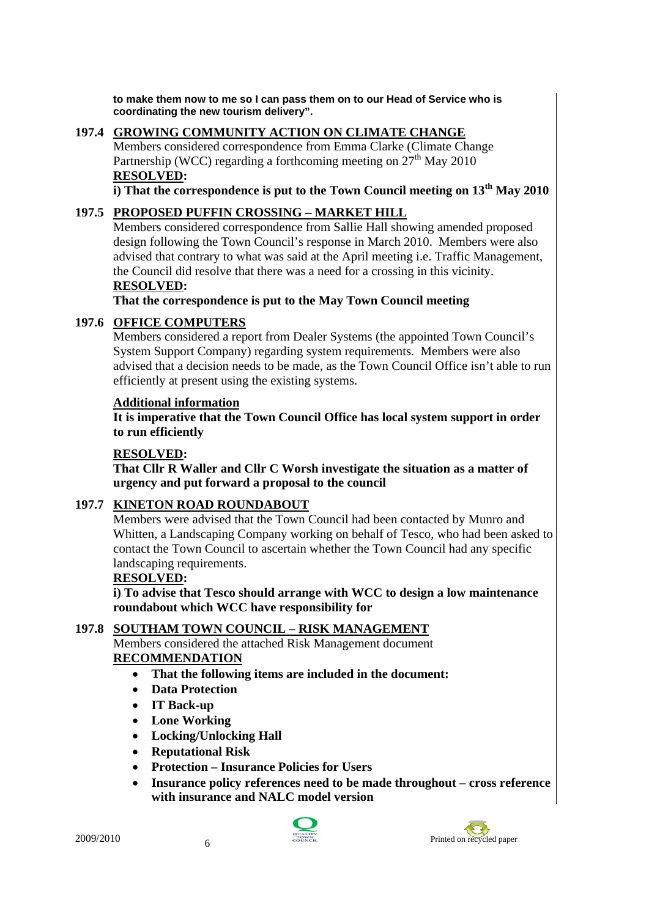**to make them now to me so I can pass them on to our Head of Service who is coordinating the new tourism delivery".**

**197.4 <u>GROWING COMMUNITY ACTION ON CLIMATE CHANGE</u>**

Members considered correspondence from Emma Clarke (Climate Change Partnership (WCC) regarding a forthcoming meeting on 27th May 2010

**<u>RESOLVED</u>:**

**i) That the correspondence is put to the Town Council meeting on 13th May 2010**

**197.5 <u>PROPOSED PUFFIN CROSSING – MARKET HILL</u>**

Members considered correspondence from Sallie Hall showing amended proposed design following the Town Council's response in March 2010. Members were also advised that contrary to what was said at the April meeting i.e. Traffic Management, the Council did resolve that there was a need for a crossing in this vicinity.

**<u>RESOLVED</u>:**

**That the correspondence is put to the May Town Council meeting**

**197.6 <u>OFFICE COMPUTERS</u>**

Members considered a report from Dealer Systems (the appointed Town Council's System Support Company) regarding system requirements. Members were also advised that a decision needs to be made, as the Town Council Office isn't able to run efficiently at present using the existing systems.

**<u>Additional information</u>**

**It is imperative that the Town Council Office has local system support in order to run efficiently**

**<u>RESOLVED</u>:**

**That Cllr R Waller and Cllr C Worsh investigate the situation as a matter of urgency and put forward a proposal to the council**

**197.7 <u>KINETON ROAD ROUNDABOUT</u>**

Members were advised that the Town Council had been contacted by Munro and Whitten, a Landscaping Company working on behalf of Tesco, who had been asked to contact the Town Council to ascertain whether the Town Council had any specific landscaping requirements.

**<u>RESOLVED</u>:**

**i) To advise that Tesco should arrange with WCC to design a low maintenance roundabout which WCC have responsibility for**

**197.8 <u>SOUTHAM TOWN COUNCIL – RISK MANAGEMENT</u>**

Members considered the attached Risk Management document

**<u>RECOMMENDATION</u>**

- **That the following items are included in the document:**
- **Data Protection**
- **IT Back-up**
- **Lone Working**
- **Locking/Unlocking Hall**
- **Reputational Risk**
- **Protection – Insurance Policies for Users**
- **Insurance policy references need to be made throughout – cross reference with insurance and NALC model version**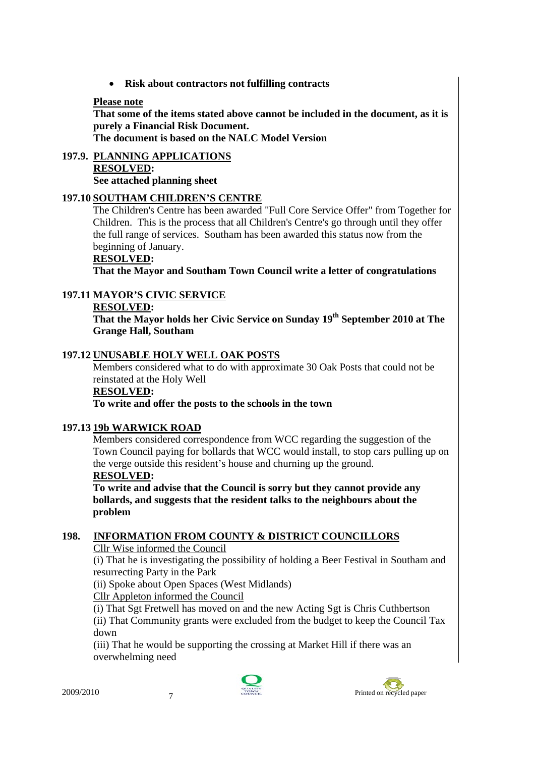- **Risk about contractors not fulfilling contracts**

**Please note**

**That some of the items stated above cannot be included in the document, as it is purely a Financial Risk Document.**
**The document is based on the NALC Model Version**

**197.9. PLANNING APPLICATIONS**

**RESOLVED:**

**See attached planning sheet**

**197.10 SOUTHAM CHILDREN'S CENTRE**

The Children's Centre has been awarded "Full Core Service Offer" from Together for Children. This is the process that all Children's Centre's go through until they offer the full range of services. Southam has been awarded this status now from the beginning of January.

**RESOLVED:**

**That the Mayor and Southam Town Council write a letter of congratulations**

**197.11 MAYOR'S CIVIC SERVICE**

**RESOLVED:**

**That the Mayor holds her Civic Service on Sunday 19th September 2010 at The Grange Hall, Southam**

**197.12 UNUSABLE HOLY WELL OAK POSTS**

Members considered what to do with approximate 30 Oak Posts that could not be reinstated at the Holy Well

**RESOLVED:**

**To write and offer the posts to the schools in the town**

**197.13 19b WARWICK ROAD**

Members considered correspondence from WCC regarding the suggestion of the Town Council paying for bollards that WCC would install, to stop cars pulling up on the verge outside this resident's house and churning up the ground.

**RESOLVED:**

**To write and advise that the Council is sorry but they cannot provide any bollards, and suggests that the resident talks to the neighbours about the problem**

**198. INFORMATION FROM COUNTY & DISTRICT COUNCILLORS**

Cllr Wise informed the Council

(i) That he is investigating the possibility of holding a Beer Festival in Southam and resurrecting Party in the Park

(ii) Spoke about Open Spaces (West Midlands)

Cllr Appleton informed the Council

(i) That Sgt Fretwell has moved on and the new Acting Sgt is Chris Cuthbertson

(ii) That Community grants were excluded from the budget to keep the Council Tax down

(iii) That he would be supporting the crossing at Market Hill if there was an overwhelming need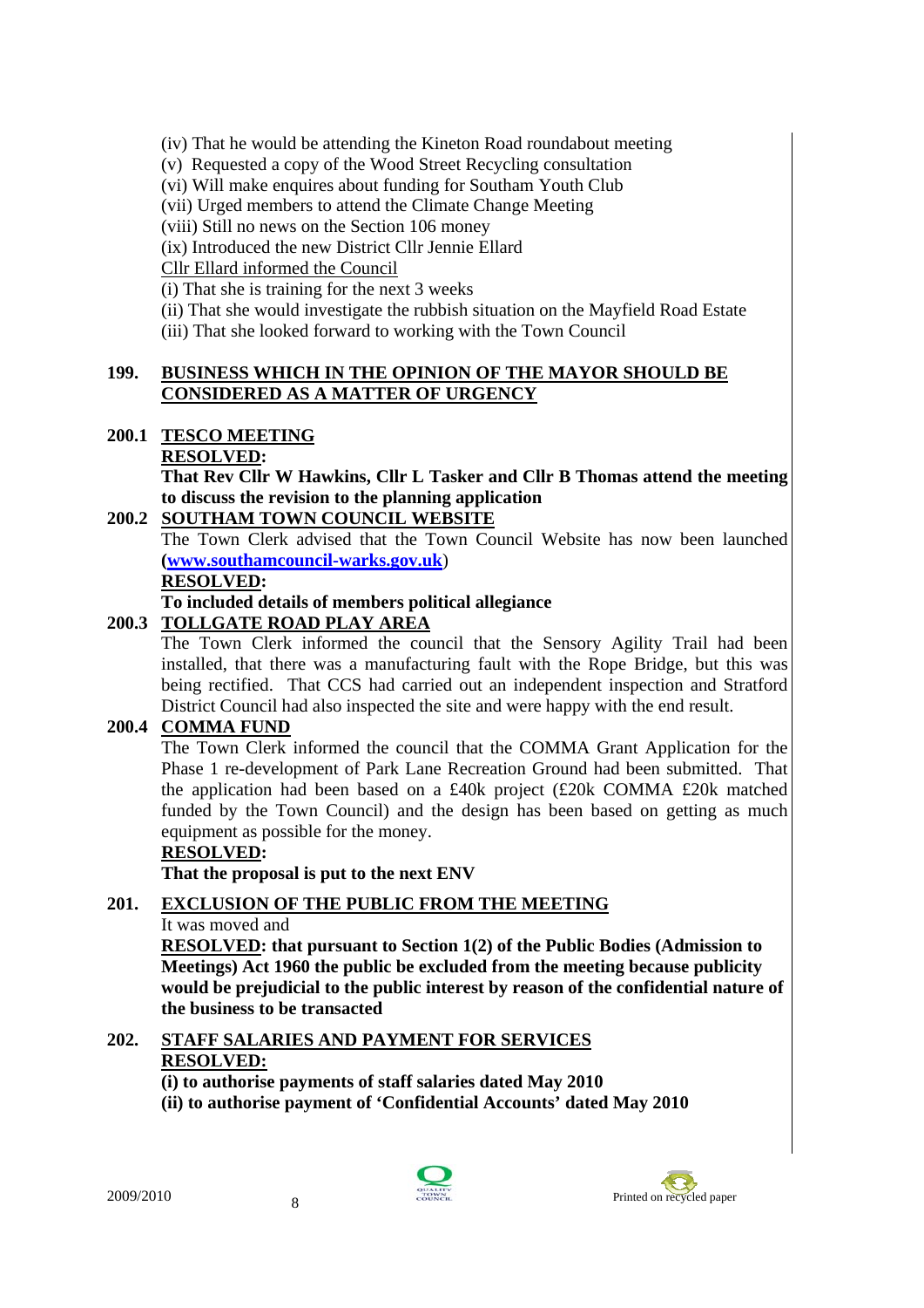(iv) That he would be attending the Kineton Road roundabout meeting
(v) Requested a copy of the Wood Street Recycling consultation
(vi) Will make enquires about funding for Southam Youth Club
(vii) Urged members to attend the Climate Change Meeting
(viii) Still no news on the Section 106 money
(ix) Introduced the new District Cllr Jennie Ellard

Cllr Ellard informed the Council

(i) That she is training for the next 3 weeks
(ii) That she would investigate the rubbish situation on the Mayfield Road Estate
(iii) That she looked forward to working with the Town Council

**199. BUSINESS WHICH IN THE OPINION OF THE MAYOR SHOULD BE CONSIDERED AS A MATTER OF URGENCY**

**200.1 TESCO MEETING**

**RESOLVED:**

**That Rev Cllr W Hawkins, Cllr L Tasker and Cllr B Thomas attend the meeting to discuss the revision to the planning application**

**200.2 SOUTHAM TOWN COUNCIL WEBSITE**

The Town Clerk advised that the Town Council Website has now been launched **(www.southamcouncil-warks.gov.uk**)

**RESOLVED:**

**To included details of members political allegiance**

**200.3 TOLLGATE ROAD PLAY AREA**

The Town Clerk informed the council that the Sensory Agility Trail had been installed, that there was a manufacturing fault with the Rope Bridge, but this was being rectified. That CCS had carried out an independent inspection and Stratford District Council had also inspected the site and were happy with the end result.

**200.4 COMMA FUND**

The Town Clerk informed the council that the COMMA Grant Application for the Phase 1 re-development of Park Lane Recreation Ground had been submitted. That the application had been based on a £40k project (£20k COMMA £20k matched funded by the Town Council) and the design has been based on getting as much equipment as possible for the money.

**RESOLVED:**

**That the proposal is put to the next ENV**

**201. EXCLUSION OF THE PUBLIC FROM THE MEETING**

It was moved and

**RESOLVED: that pursuant to Section 1(2) of the Public Bodies (Admission to Meetings) Act 1960 the public be excluded from the meeting because publicity would be prejudicial to the public interest by reason of the confidential nature of the business to be transacted**

**202. STAFF SALARIES AND PAYMENT FOR SERVICES**

**RESOLVED:**

**(i) to authorise payments of staff salaries dated May 2010**

**(ii) to authorise payment of 'Confidential Accounts' dated May 2010**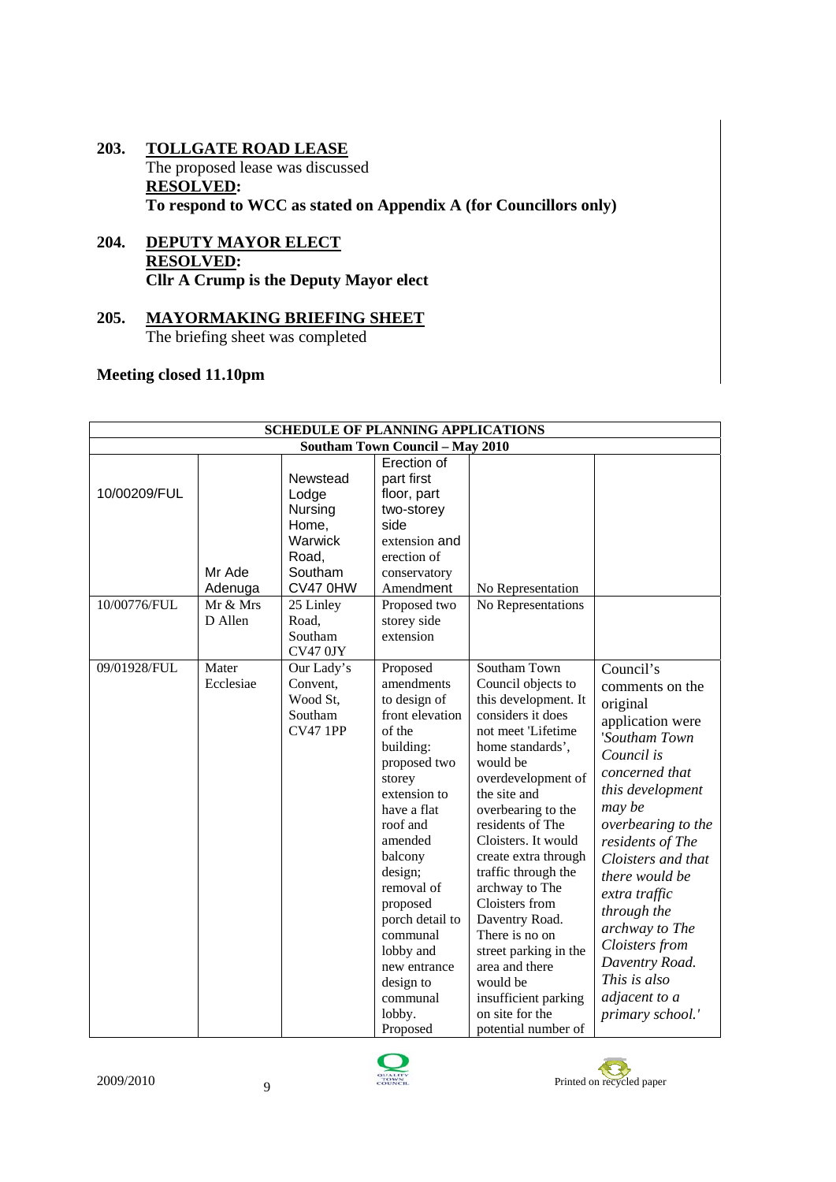**203. TOLLGATE ROAD LEASE**

The proposed lease was discussed

**RESOLVED:**

**To respond to WCC as stated on Appendix A (for Councillors only)**

**204. DEPUTY MAYOR ELECT**

**RESOLVED:**

**Cllr A Crump is the Deputy Mayor elect**

**205. MAYORMAKING BRIEFING SHEET**

The briefing sheet was completed

**Meeting closed 11.10pm**

| **SCHEDULE OF PLANNING APPLICATIONS** | | | | | |
|---|---|---|---|---|---|
| **Southam Town Council – May 2010** | | | | | |
| 10/00209/FUL | Mr Ade Adenuga | Newstead Lodge Nursing Home, Warwick Road, Southam CV47 0HW | Erection of part first floor, part two-storey side extension and erection of conservatory Amendment | No Representation | |
| 10/00776/FUL | Mr & Mrs D Allen | 25 Linley Road, Southam CV47 0JY | Proposed two storey side extension | No Representations | |
| 09/01928/FUL | Mater Ecclesiae | Our Lady's Convent, Wood St, Southam CV47 1PP | Proposed amendments to design of front elevation of the building: proposed two storey extension to have a flat roof and amended balcony design; removal of proposed porch detail to communal lobby and new entrance design to communal lobby. Proposed | Southam Town Council objects to this development. It considers it does not meet 'Lifetime home standards', would be overdevelopment of the site and overbearing to the residents of The Cloisters. It would create extra through traffic through the archway to The Cloisters from Daventry Road. There is no on street parking in the area and there would be insufficient parking on site for the potential number of | Council's comments on the original application were *'Southam Town Council is concerned that this development may be overbearing to the residents of The Cloisters and that there would be extra traffic through the archway to The Cloisters from Daventry Road. This is also adjacent to a primary school.'* |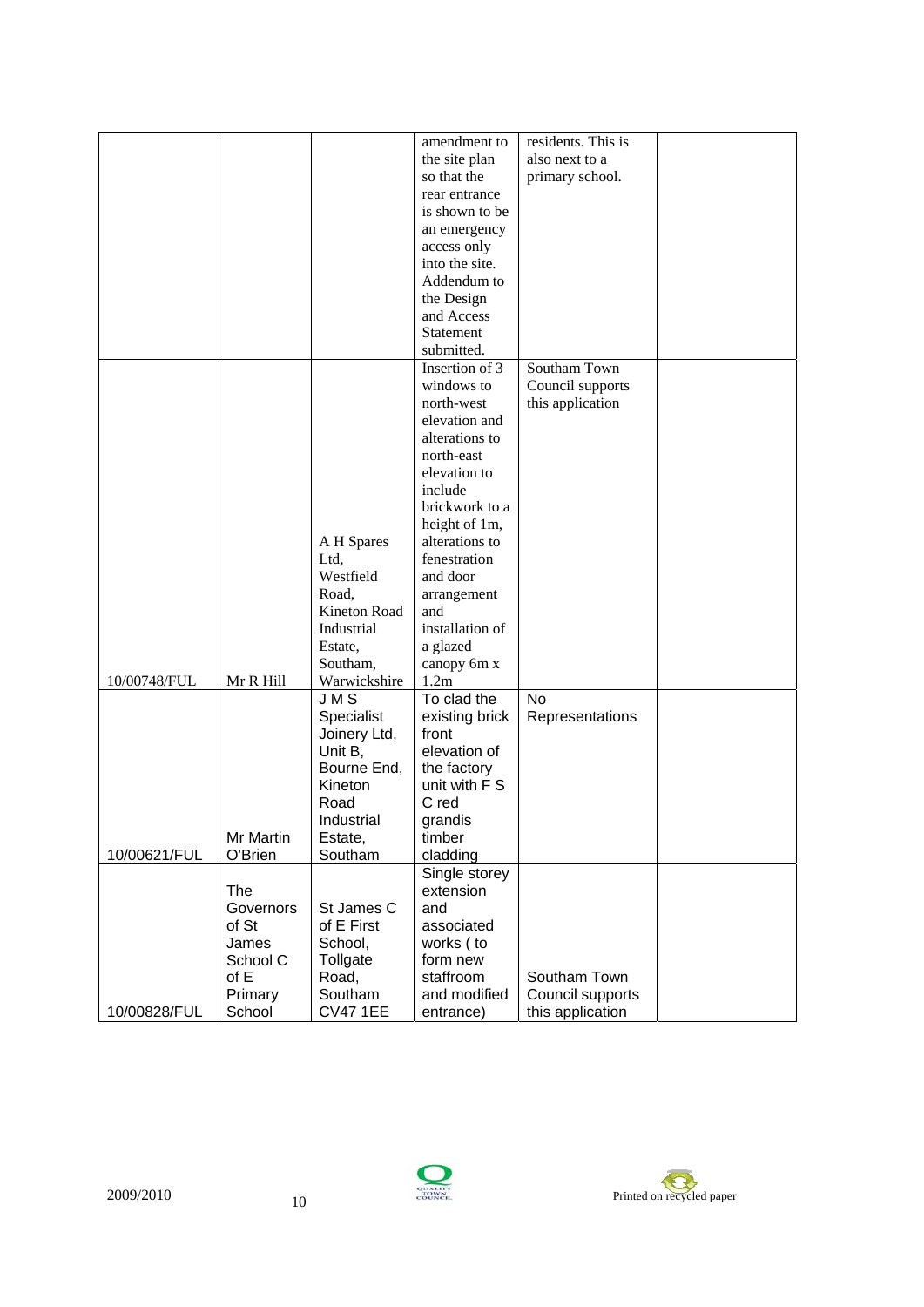| | | | | | |
|---|---|---|---|---|---|
| | | | amendment to the site plan so that the rear entrance is shown to be an emergency access only into the site. Addendum to the Design and Access Statement submitted. | residents. This is also next to a primary school. | |
| 10/00748/FUL | Mr R Hill | A H Spares Ltd, Westfield Road, Kineton Road Industrial Estate, Southam, Warwickshire | Insertion of 3 windows to north-west elevation and alterations to north-east elevation to include brickwork to a height of 1m, alterations to fenestration and door arrangement and installation of a glazed canopy 6m x 1.2m | Southam Town Council supports this application | |
| 10/00621/FUL | Mr Martin O'Brien | J M S Specialist Joinery Ltd, Unit B, Bourne End, Kineton Road Industrial Estate, Southam | To clad the existing brick front elevation of the factory unit with F S C red grandis timber cladding | No Representations | |
| 10/00828/FUL | The Governors of St James School C of E Primary School | St James C of E First School, Tollgate Road, Southam CV47 1EE | Single storey extension and associated works ( to form new staffroom and modified entrance) | Southam Town Council supports this application | |

2009/2010

Printed on recycled paper